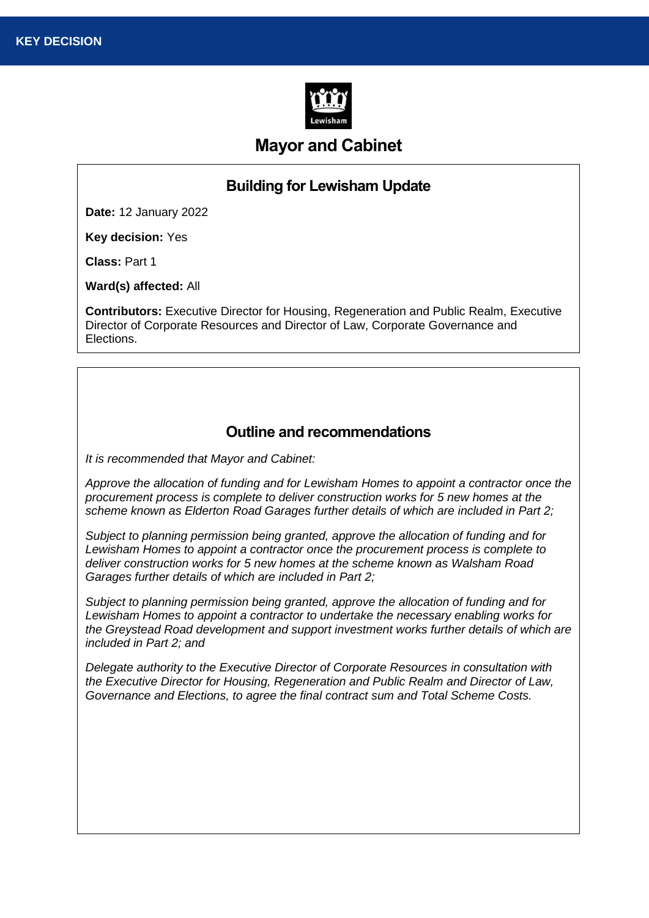**KEY DECISION**

# Mayor and Cabinet

## Building for Lewisham Update

**Date:** 12 January 2022

**Key decision:** Yes

**Class:** Part 1

**Ward(s) affected:** All

**Contributors:** Executive Director for Housing, Regeneration and Public Realm, Executive Director of Corporate Resources and Director of Law, Corporate Governance and Elections.

## Outline and recommendations

*It is recommended that Mayor and Cabinet:*

*Approve the allocation of funding and for Lewisham Homes to appoint a contractor once the procurement process is complete to deliver construction works for 5 new homes at the scheme known as Elderton Road Garages further details of which are included in Part 2;*

*Subject to planning permission being granted, approve the allocation of funding and for Lewisham Homes to appoint a contractor once the procurement process is complete to deliver construction works for 5 new homes at the scheme known as Walsham Road Garages further details of which are included in Part 2;*

*Subject to planning permission being granted, approve the allocation of funding and for Lewisham Homes to appoint a contractor to undertake the necessary enabling works for the Greystead Road development and support investment works further details of which are included in Part 2; and*

*Delegate authority to the Executive Director of Corporate Resources in consultation with the Executive Director for Housing, Regeneration and Public Realm and Director of Law, Governance and Elections, to agree the final contract sum and Total Scheme Costs.*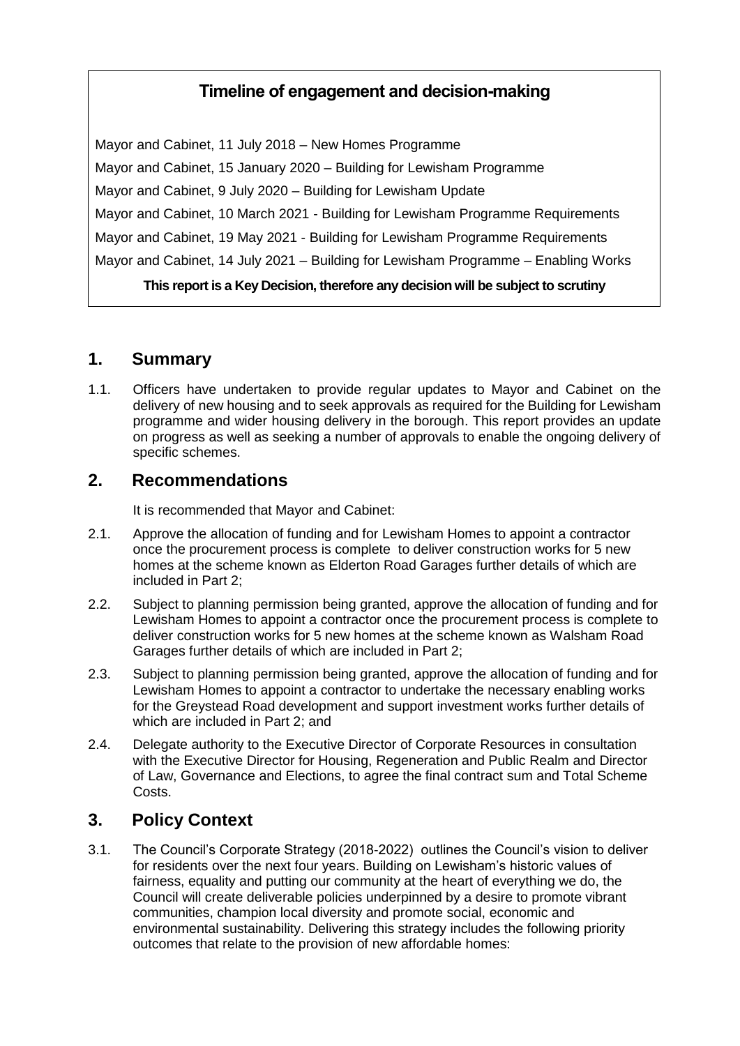## Timeline of engagement and decision-making

Mayor and Cabinet, 11 July 2018 – New Homes Programme

Mayor and Cabinet, 15 January 2020 – Building for Lewisham Programme

Mayor and Cabinet, 9 July 2020 – Building for Lewisham Update

Mayor and Cabinet, 10 March 2021 - Building for Lewisham Programme Requirements

Mayor and Cabinet, 19 May 2021 - Building for Lewisham Programme Requirements

Mayor and Cabinet, 14 July 2021 – Building for Lewisham Programme – Enabling Works

**This report is a Key Decision, therefore any decision will be subject to scrutiny**

## 1. Summary

1.1. Officers have undertaken to provide regular updates to Mayor and Cabinet on the delivery of new housing and to seek approvals as required for the Building for Lewisham programme and wider housing delivery in the borough. This report provides an update on progress as well as seeking a number of approvals to enable the ongoing delivery of specific schemes.

## 2. Recommendations

It is recommended that Mayor and Cabinet:

2.1. Approve the allocation of funding and for Lewisham Homes to appoint a contractor once the procurement process is complete to deliver construction works for 5 new homes at the scheme known as Elderton Road Garages further details of which are included in Part 2;

2.2. Subject to planning permission being granted, approve the allocation of funding and for Lewisham Homes to appoint a contractor once the procurement process is complete to deliver construction works for 5 new homes at the scheme known as Walsham Road Garages further details of which are included in Part 2;

2.3. Subject to planning permission being granted, approve the allocation of funding and for Lewisham Homes to appoint a contractor to undertake the necessary enabling works for the Greystead Road development and support investment works further details of which are included in Part 2; and

2.4. Delegate authority to the Executive Director of Corporate Resources in consultation with the Executive Director for Housing, Regeneration and Public Realm and Director of Law, Governance and Elections, to agree the final contract sum and Total Scheme Costs.

## 3. Policy Context

3.1. The Council's Corporate Strategy (2018-2022) outlines the Council's vision to deliver for residents over the next four years. Building on Lewisham's historic values of fairness, equality and putting our community at the heart of everything we do, the Council will create deliverable policies underpinned by a desire to promote vibrant communities, champion local diversity and promote social, economic and environmental sustainability. Delivering this strategy includes the following priority outcomes that relate to the provision of new affordable homes: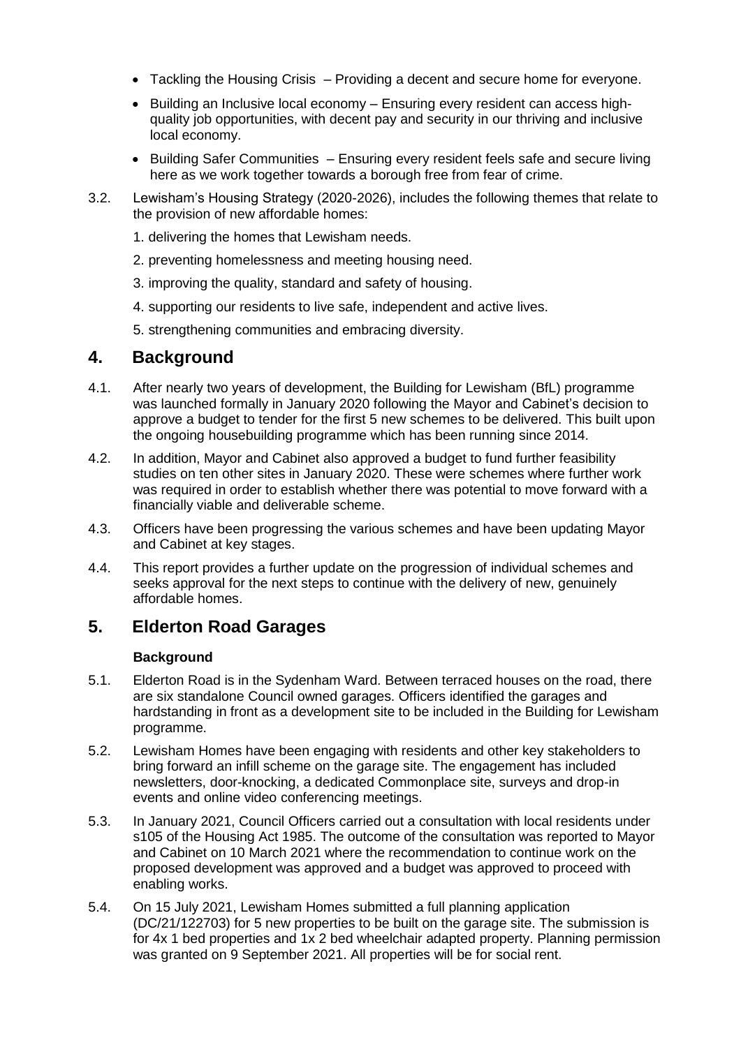- Tackling the Housing Crisis – Providing a decent and secure home for everyone.
- Building an Inclusive local economy – Ensuring every resident can access high-quality job opportunities, with decent pay and security in our thriving and inclusive local economy.
- Building Safer Communities – Ensuring every resident feels safe and secure living here as we work together towards a borough free from fear of crime.

3.2. Lewisham's Housing Strategy (2020-2026), includes the following themes that relate to the provision of new affordable homes:

1. delivering the homes that Lewisham needs.
2. preventing homelessness and meeting housing need.
3. improving the quality, standard and safety of housing.
4. supporting our residents to live safe, independent and active lives.
5. strengthening communities and embracing diversity.

## 4. Background

4.1. After nearly two years of development, the Building for Lewisham (BfL) programme was launched formally in January 2020 following the Mayor and Cabinet's decision to approve a budget to tender for the first 5 new schemes to be delivered. This built upon the ongoing housebuilding programme which has been running since 2014.

4.2. In addition, Mayor and Cabinet also approved a budget to fund further feasibility studies on ten other sites in January 2020. These were schemes where further work was required in order to establish whether there was potential to move forward with a financially viable and deliverable scheme.

4.3. Officers have been progressing the various schemes and have been updating Mayor and Cabinet at key stages.

4.4. This report provides a further update on the progression of individual schemes and seeks approval for the next steps to continue with the delivery of new, genuinely affordable homes.

## 5. Elderton Road Garages

### Background

5.1. Elderton Road is in the Sydenham Ward. Between terraced houses on the road, there are six standalone Council owned garages. Officers identified the garages and hardstanding in front as a development site to be included in the Building for Lewisham programme.

5.2. Lewisham Homes have been engaging with residents and other key stakeholders to bring forward an infill scheme on the garage site. The engagement has included newsletters, door-knocking, a dedicated Commonplace site, surveys and drop-in events and online video conferencing meetings.

5.3. In January 2021, Council Officers carried out a consultation with local residents under s105 of the Housing Act 1985. The outcome of the consultation was reported to Mayor and Cabinet on 10 March 2021 where the recommendation to continue work on the proposed development was approved and a budget was approved to proceed with enabling works.

5.4. On 15 July 2021, Lewisham Homes submitted a full planning application (DC/21/122703) for 5 new properties to be built on the garage site. The submission is for 4x 1 bed properties and 1x 2 bed wheelchair adapted property. Planning permission was granted on 9 September 2021. All properties will be for social rent.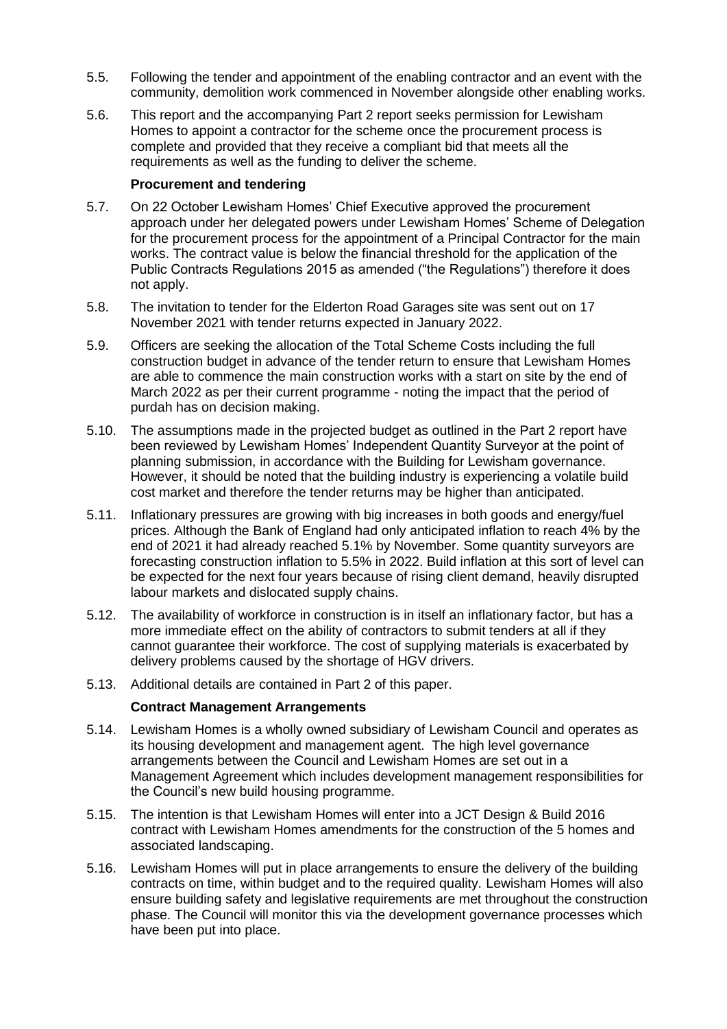5.5. Following the tender and appointment of the enabling contractor and an event with the community, demolition work commenced in November alongside other enabling works.

5.6. This report and the accompanying Part 2 report seeks permission for Lewisham Homes to appoint a contractor for the scheme once the procurement process is complete and provided that they receive a compliant bid that meets all the requirements as well as the funding to deliver the scheme.

**Procurement and tendering**

5.7. On 22 October Lewisham Homes' Chief Executive approved the procurement approach under her delegated powers under Lewisham Homes' Scheme of Delegation for the procurement process for the appointment of a Principal Contractor for the main works. The contract value is below the financial threshold for the application of the Public Contracts Regulations 2015 as amended ("the Regulations") therefore it does not apply.

5.8. The invitation to tender for the Elderton Road Garages site was sent out on 17 November 2021 with tender returns expected in January 2022.

5.9. Officers are seeking the allocation of the Total Scheme Costs including the full construction budget in advance of the tender return to ensure that Lewisham Homes are able to commence the main construction works with a start on site by the end of March 2022 as per their current programme - noting the impact that the period of purdah has on decision making.

5.10. The assumptions made in the projected budget as outlined in the Part 2 report have been reviewed by Lewisham Homes' Independent Quantity Surveyor at the point of planning submission, in accordance with the Building for Lewisham governance. However, it should be noted that the building industry is experiencing a volatile build cost market and therefore the tender returns may be higher than anticipated.

5.11. Inflationary pressures are growing with big increases in both goods and energy/fuel prices. Although the Bank of England had only anticipated inflation to reach 4% by the end of 2021 it had already reached 5.1% by November. Some quantity surveyors are forecasting construction inflation to 5.5% in 2022. Build inflation at this sort of level can be expected for the next four years because of rising client demand, heavily disrupted labour markets and dislocated supply chains.

5.12. The availability of workforce in construction is in itself an inflationary factor, but has a more immediate effect on the ability of contractors to submit tenders at all if they cannot guarantee their workforce. The cost of supplying materials is exacerbated by delivery problems caused by the shortage of HGV drivers.

5.13. Additional details are contained in Part 2 of this paper.

**Contract Management Arrangements**

5.14. Lewisham Homes is a wholly owned subsidiary of Lewisham Council and operates as its housing development and management agent. The high level governance arrangements between the Council and Lewisham Homes are set out in a Management Agreement which includes development management responsibilities for the Council's new build housing programme.

5.15. The intention is that Lewisham Homes will enter into a JCT Design & Build 2016 contract with Lewisham Homes amendments for the construction of the 5 homes and associated landscaping.

5.16. Lewisham Homes will put in place arrangements to ensure the delivery of the building contracts on time, within budget and to the required quality. Lewisham Homes will also ensure building safety and legislative requirements are met throughout the construction phase. The Council will monitor this via the development governance processes which have been put into place.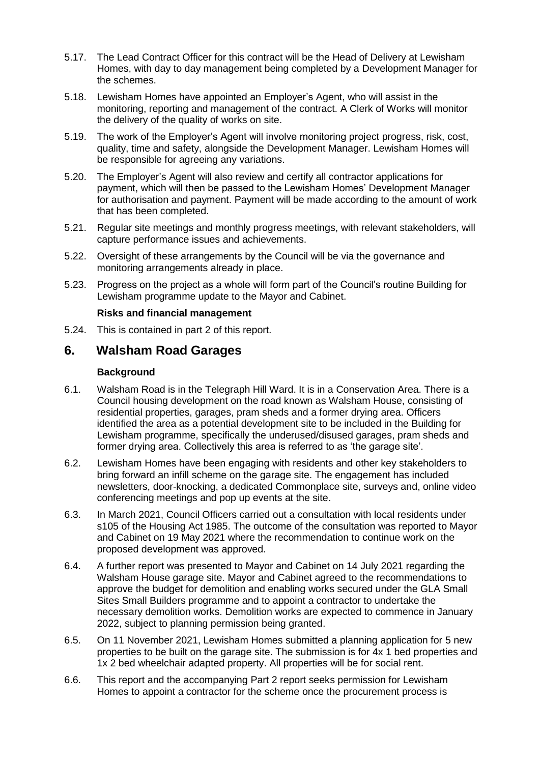5.17. The Lead Contract Officer for this contract will be the Head of Delivery at Lewisham Homes, with day to day management being completed by a Development Manager for the schemes.

5.18. Lewisham Homes have appointed an Employer's Agent, who will assist in the monitoring, reporting and management of the contract. A Clerk of Works will monitor the delivery of the quality of works on site.

5.19. The work of the Employer's Agent will involve monitoring project progress, risk, cost, quality, time and safety, alongside the Development Manager. Lewisham Homes will be responsible for agreeing any variations.

5.20. The Employer's Agent will also review and certify all contractor applications for payment, which will then be passed to the Lewisham Homes' Development Manager for authorisation and payment. Payment will be made according to the amount of work that has been completed.

5.21. Regular site meetings and monthly progress meetings, with relevant stakeholders, will capture performance issues and achievements.

5.22. Oversight of these arrangements by the Council will be via the governance and monitoring arrangements already in place.

5.23. Progress on the project as a whole will form part of the Council's routine Building for Lewisham programme update to the Mayor and Cabinet.

**Risks and financial management**

5.24. This is contained in part 2 of this report.

## 6. Walsham Road Garages

**Background**

6.1. Walsham Road is in the Telegraph Hill Ward. It is in a Conservation Area. There is a Council housing development on the road known as Walsham House, consisting of residential properties, garages, pram sheds and a former drying area. Officers identified the area as a potential development site to be included in the Building for Lewisham programme, specifically the underused/disused garages, pram sheds and former drying area. Collectively this area is referred to as 'the garage site'.

6.2. Lewisham Homes have been engaging with residents and other key stakeholders to bring forward an infill scheme on the garage site. The engagement has included newsletters, door-knocking, a dedicated Commonplace site, surveys and, online video conferencing meetings and pop up events at the site.

6.3. In March 2021, Council Officers carried out a consultation with local residents under s105 of the Housing Act 1985. The outcome of the consultation was reported to Mayor and Cabinet on 19 May 2021 where the recommendation to continue work on the proposed development was approved.

6.4. A further report was presented to Mayor and Cabinet on 14 July 2021 regarding the Walsham House garage site. Mayor and Cabinet agreed to the recommendations to approve the budget for demolition and enabling works secured under the GLA Small Sites Small Builders programme and to appoint a contractor to undertake the necessary demolition works. Demolition works are expected to commence in January 2022, subject to planning permission being granted.

6.5. On 11 November 2021, Lewisham Homes submitted a planning application for 5 new properties to be built on the garage site. The submission is for 4x 1 bed properties and 1x 2 bed wheelchair adapted property. All properties will be for social rent.

6.6. This report and the accompanying Part 2 report seeks permission for Lewisham Homes to appoint a contractor for the scheme once the procurement process is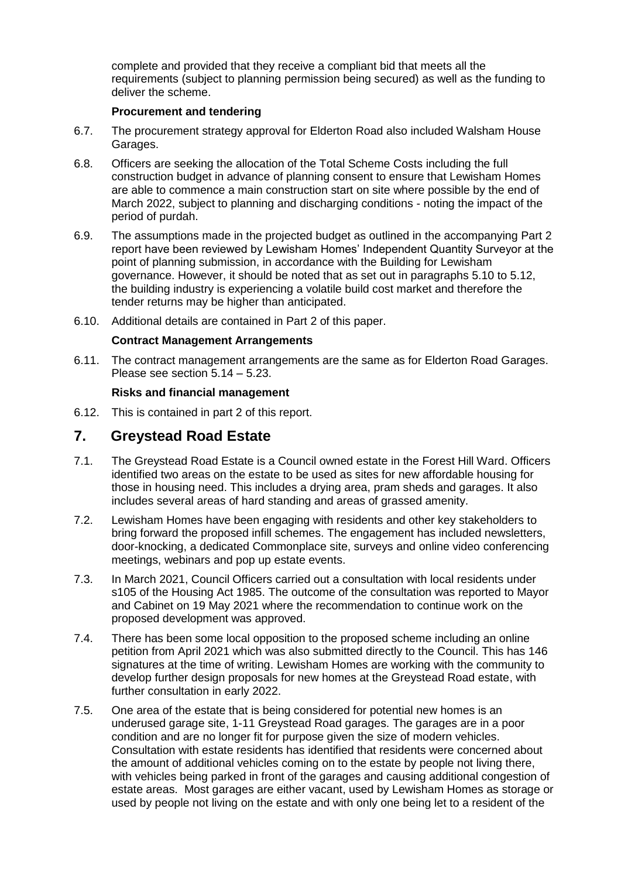complete and provided that they receive a compliant bid that meets all the requirements (subject to planning permission being secured) as well as the funding to deliver the scheme.

**Procurement and tendering**

6.7. The procurement strategy approval for Elderton Road also included Walsham House Garages.

6.8. Officers are seeking the allocation of the Total Scheme Costs including the full construction budget in advance of planning consent to ensure that Lewisham Homes are able to commence a main construction start on site where possible by the end of March 2022, subject to planning and discharging conditions - noting the impact of the period of purdah.

6.9. The assumptions made in the projected budget as outlined in the accompanying Part 2 report have been reviewed by Lewisham Homes' Independent Quantity Surveyor at the point of planning submission, in accordance with the Building for Lewisham governance. However, it should be noted that as set out in paragraphs 5.10 to 5.12, the building industry is experiencing a volatile build cost market and therefore the tender returns may be higher than anticipated.

6.10. Additional details are contained in Part 2 of this paper.

**Contract Management Arrangements**

6.11. The contract management arrangements are the same as for Elderton Road Garages. Please see section 5.14 – 5.23.

**Risks and financial management**

6.12. This is contained in part 2 of this report.

## 7. Greystead Road Estate

7.1. The Greystead Road Estate is a Council owned estate in the Forest Hill Ward. Officers identified two areas on the estate to be used as sites for new affordable housing for those in housing need. This includes a drying area, pram sheds and garages. It also includes several areas of hard standing and areas of grassed amenity.

7.2. Lewisham Homes have been engaging with residents and other key stakeholders to bring forward the proposed infill schemes. The engagement has included newsletters, door-knocking, a dedicated Commonplace site, surveys and online video conferencing meetings, webinars and pop up estate events.

7.3. In March 2021, Council Officers carried out a consultation with local residents under s105 of the Housing Act 1985. The outcome of the consultation was reported to Mayor and Cabinet on 19 May 2021 where the recommendation to continue work on the proposed development was approved.

7.4. There has been some local opposition to the proposed scheme including an online petition from April 2021 which was also submitted directly to the Council. This has 146 signatures at the time of writing. Lewisham Homes are working with the community to develop further design proposals for new homes at the Greystead Road estate, with further consultation in early 2022.

7.5. One area of the estate that is being considered for potential new homes is an underused garage site, 1-11 Greystead Road garages. The garages are in a poor condition and are no longer fit for purpose given the size of modern vehicles. Consultation with estate residents has identified that residents were concerned about the amount of additional vehicles coming on to the estate by people not living there, with vehicles being parked in front of the garages and causing additional congestion of estate areas. Most garages are either vacant, used by Lewisham Homes as storage or used by people not living on the estate and with only one being let to a resident of the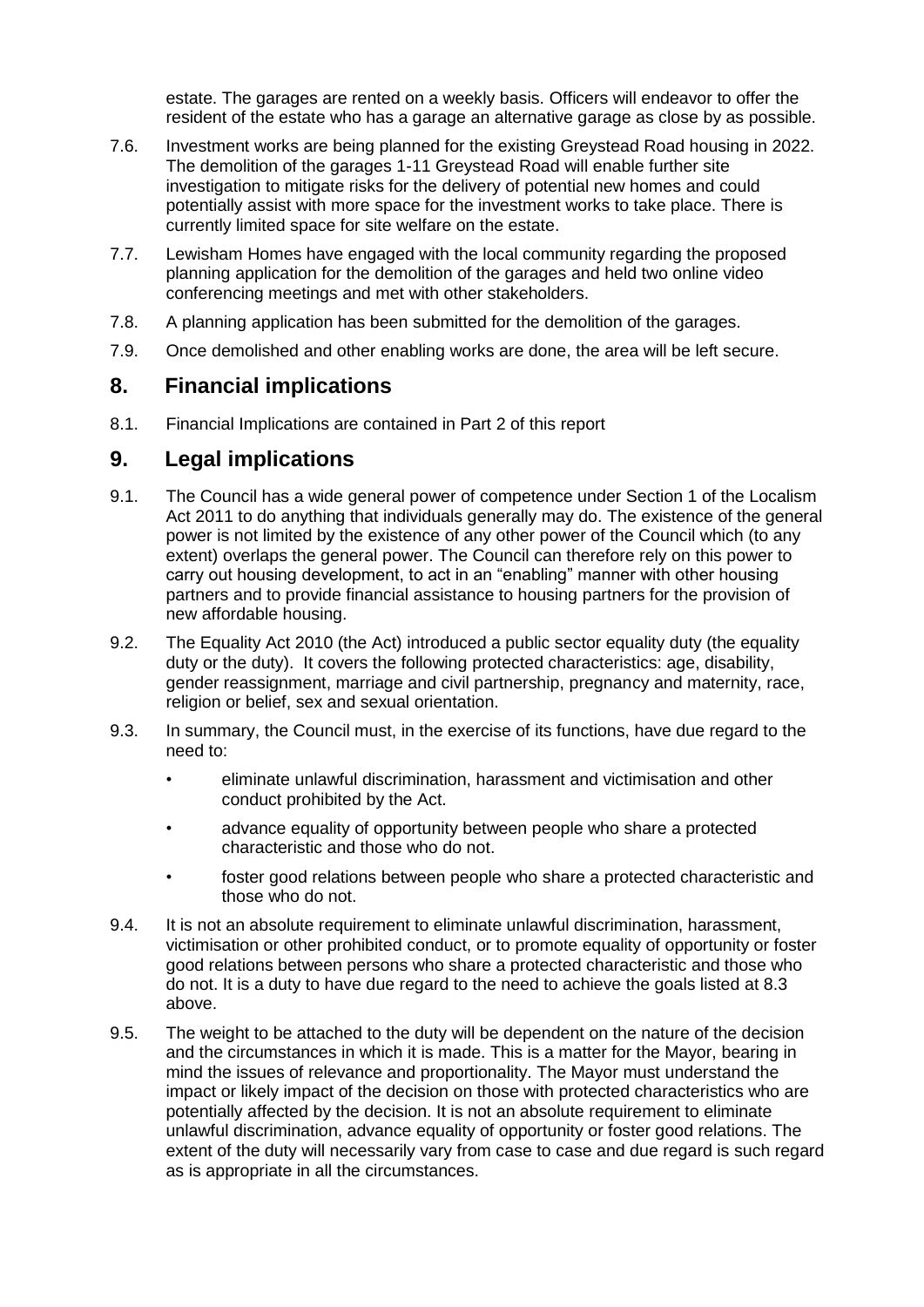estate. The garages are rented on a weekly basis. Officers will endeavor to offer the resident of the estate who has a garage an alternative garage as close by as possible.

7.6. Investment works are being planned for the existing Greystead Road housing in 2022. The demolition of the garages 1-11 Greystead Road will enable further site investigation to mitigate risks for the delivery of potential new homes and could potentially assist with more space for the investment works to take place. There is currently limited space for site welfare on the estate.

7.7. Lewisham Homes have engaged with the local community regarding the proposed planning application for the demolition of the garages and held two online video conferencing meetings and met with other stakeholders.

7.8. A planning application has been submitted for the demolition of the garages.

7.9. Once demolished and other enabling works are done, the area will be left secure.

## 8. Financial implications

8.1. Financial Implications are contained in Part 2 of this report

## 9. Legal implications

9.1. The Council has a wide general power of competence under Section 1 of the Localism Act 2011 to do anything that individuals generally may do. The existence of the general power is not limited by the existence of any other power of the Council which (to any extent) overlaps the general power. The Council can therefore rely on this power to carry out housing development, to act in an "enabling" manner with other housing partners and to provide financial assistance to housing partners for the provision of new affordable housing.

9.2. The Equality Act 2010 (the Act) introduced a public sector equality duty (the equality duty or the duty). It covers the following protected characteristics: age, disability, gender reassignment, marriage and civil partnership, pregnancy and maternity, race, religion or belief, sex and sexual orientation.

9.3. In summary, the Council must, in the exercise of its functions, have due regard to the need to:

- eliminate unlawful discrimination, harassment and victimisation and other conduct prohibited by the Act.
- advance equality of opportunity between people who share a protected characteristic and those who do not.
- foster good relations between people who share a protected characteristic and those who do not.

9.4. It is not an absolute requirement to eliminate unlawful discrimination, harassment, victimisation or other prohibited conduct, or to promote equality of opportunity or foster good relations between persons who share a protected characteristic and those who do not. It is a duty to have due regard to the need to achieve the goals listed at 8.3 above.

9.5. The weight to be attached to the duty will be dependent on the nature of the decision and the circumstances in which it is made. This is a matter for the Mayor, bearing in mind the issues of relevance and proportionality. The Mayor must understand the impact or likely impact of the decision on those with protected characteristics who are potentially affected by the decision. It is not an absolute requirement to eliminate unlawful discrimination, advance equality of opportunity or foster good relations. The extent of the duty will necessarily vary from case to case and due regard is such regard as is appropriate in all the circumstances.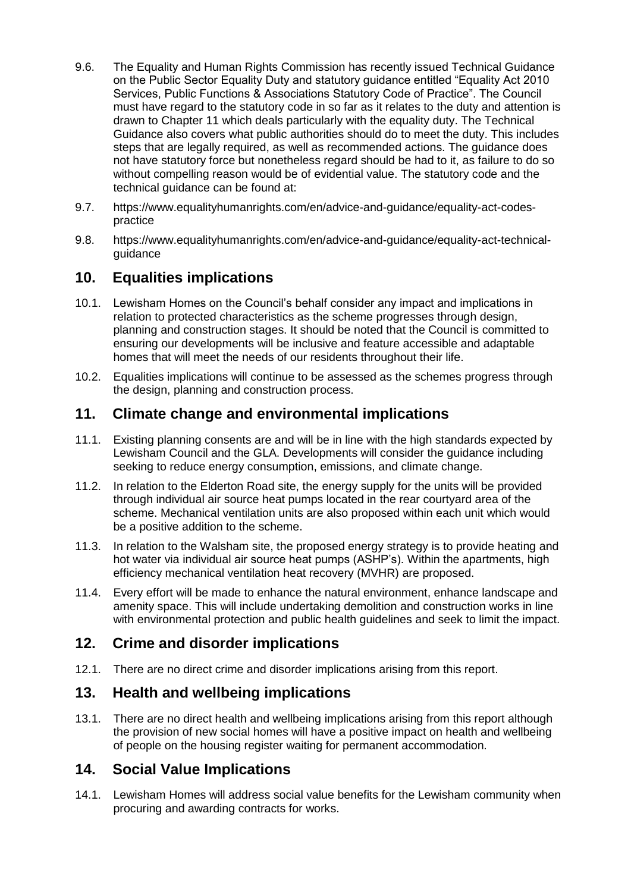9.6. The Equality and Human Rights Commission has recently issued Technical Guidance on the Public Sector Equality Duty and statutory guidance entitled "Equality Act 2010 Services, Public Functions & Associations Statutory Code of Practice". The Council must have regard to the statutory code in so far as it relates to the duty and attention is drawn to Chapter 11 which deals particularly with the equality duty. The Technical Guidance also covers what public authorities should do to meet the duty. This includes steps that are legally required, as well as recommended actions. The guidance does not have statutory force but nonetheless regard should be had to it, as failure to do so without compelling reason would be of evidential value. The statutory code and the technical guidance can be found at:

9.7. https://www.equalityhumanrights.com/en/advice-and-guidance/equality-act-codes-practice

9.8. https://www.equalityhumanrights.com/en/advice-and-guidance/equality-act-technical-guidance

## 10. Equalities implications

10.1. Lewisham Homes on the Council's behalf consider any impact and implications in relation to protected characteristics as the scheme progresses through design, planning and construction stages. It should be noted that the Council is committed to ensuring our developments will be inclusive and feature accessible and adaptable homes that will meet the needs of our residents throughout their life.

10.2. Equalities implications will continue to be assessed as the schemes progress through the design, planning and construction process.

## 11. Climate change and environmental implications

11.1. Existing planning consents are and will be in line with the high standards expected by Lewisham Council and the GLA. Developments will consider the guidance including seeking to reduce energy consumption, emissions, and climate change.

11.2. In relation to the Elderton Road site, the energy supply for the units will be provided through individual air source heat pumps located in the rear courtyard area of the scheme. Mechanical ventilation units are also proposed within each unit which would be a positive addition to the scheme.

11.3. In relation to the Walsham site, the proposed energy strategy is to provide heating and hot water via individual air source heat pumps (ASHP's). Within the apartments, high efficiency mechanical ventilation heat recovery (MVHR) are proposed.

11.4. Every effort will be made to enhance the natural environment, enhance landscape and amenity space. This will include undertaking demolition and construction works in line with environmental protection and public health guidelines and seek to limit the impact.

## 12. Crime and disorder implications

12.1. There are no direct crime and disorder implications arising from this report.

## 13. Health and wellbeing implications

13.1. There are no direct health and wellbeing implications arising from this report although the provision of new social homes will have a positive impact on health and wellbeing of people on the housing register waiting for permanent accommodation.

## 14. Social Value Implications

14.1. Lewisham Homes will address social value benefits for the Lewisham community when procuring and awarding contracts for works.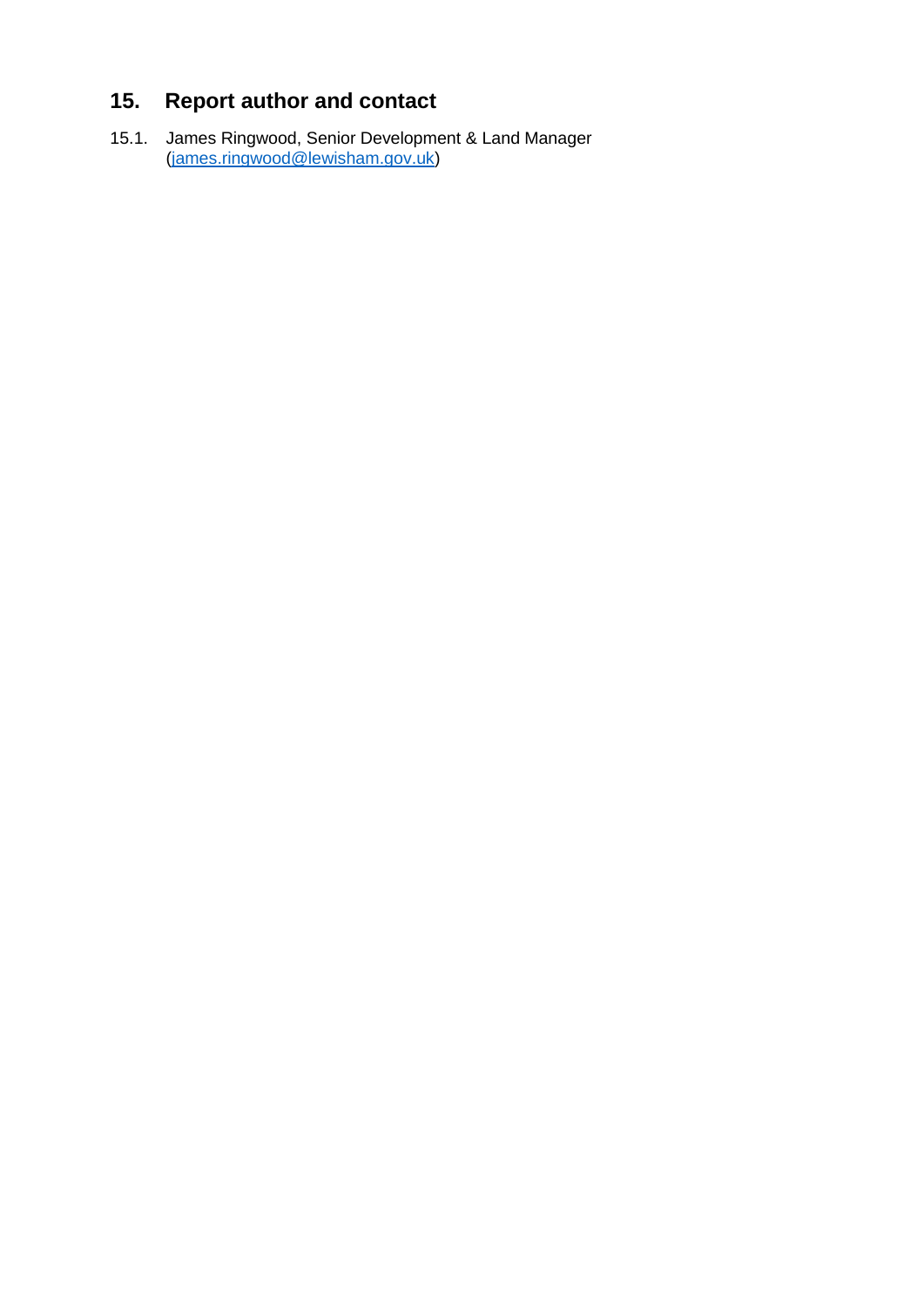## 15. Report author and contact

15.1. James Ringwood, Senior Development & Land Manager (james.ringwood@lewisham.gov.uk)